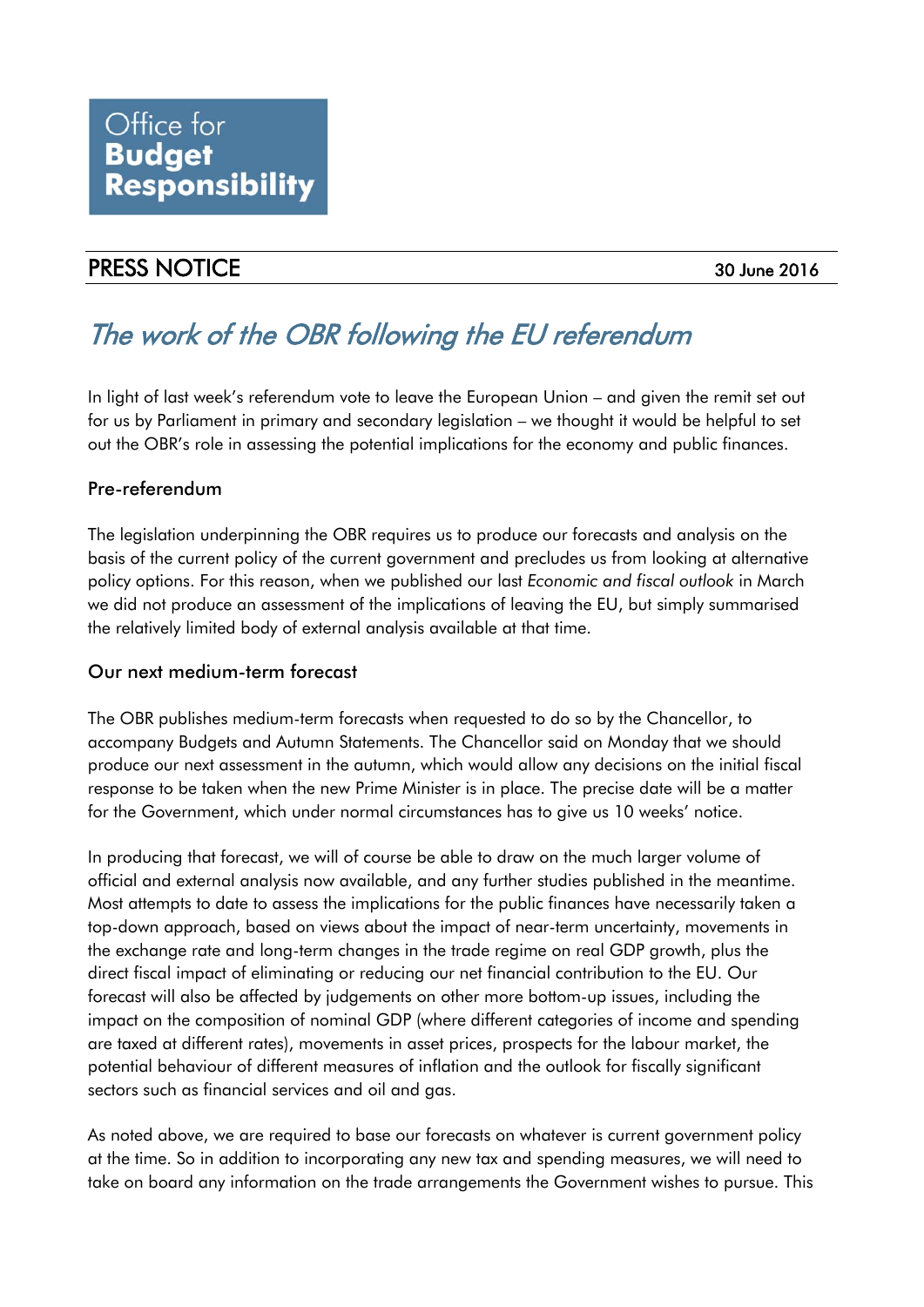Office for **Budget Responsibility**

## PRESS NOTICE

30 June 2016

# *The work of the OBR following the EU referendum*

In light of last week's referendum vote to leave the European Union – and given the remit set out for us by Parliament in primary and secondary legislation – we thought it would be helpful to set out the OBR's role in assessing the potential implications for the economy and public finances.

### Pre-referendum

The legislation underpinning the OBR requires us to produce our forecasts and analysis on the basis of the current policy of the current government and precludes us from looking at alternative policy options. For this reason, when we published our last *Economic and fiscal outlook* in March we did not produce an assessment of the implications of leaving the EU, but simply summarised the relatively limited body of external analysis available at that time.

### Our next medium-term forecast

The OBR publishes medium-term forecasts when requested to do so by the Chancellor, to accompany Budgets and Autumn Statements. The Chancellor said on Monday that we should produce our next assessment in the autumn, which would allow any decisions on the initial fiscal response to be taken when the new Prime Minister is in place. The precise date will be a matter for the Government, which under normal circumstances has to give us 10 weeks' notice.

In producing that forecast, we will of course be able to draw on the much larger volume of official and external analysis now available, and any further studies published in the meantime. Most attempts to date to assess the implications for the public finances have necessarily taken a top-down approach, based on views about the impact of near-term uncertainty, movements in the exchange rate and long-term changes in the trade regime on real GDP growth, plus the direct fiscal impact of eliminating or reducing our net financial contribution to the EU. Our forecast will also be affected by judgements on other more bottom-up issues, including the impact on the composition of nominal GDP (where different categories of income and spending are taxed at different rates), movements in asset prices, prospects for the labour market, the potential behaviour of different measures of inflation and the outlook for fiscally significant sectors such as financial services and oil and gas.

As noted above, we are required to base our forecasts on whatever is current government policy at the time. So in addition to incorporating any new tax and spending measures, we will need to take on board any information on the trade arrangements the Government wishes to pursue. This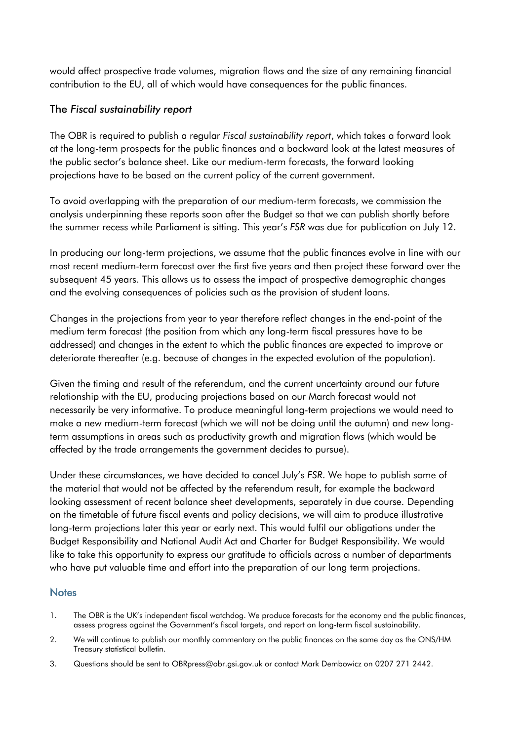would affect prospective trade volumes, migration flows and the size of any remaining financial contribution to the EU, all of which would have consequences for the public finances.

## The *Fiscal sustainability report*

The OBR is required to publish a regular *Fiscal sustainability report*, which takes a forward look at the long-term prospects for the public finances and a backward look at the latest measures of the public sector's balance sheet. Like our medium-term forecasts, the forward looking projections have to be based on the current policy of the current government.

To avoid overlapping with the preparation of our medium-term forecasts, we commission the analysis underpinning these reports soon after the Budget so that we can publish shortly before the summer recess while Parliament is sitting. This year's *FSR* was due for publication on July 12.

In producing our long-term projections, we assume that the public finances evolve in line with our most recent medium-term forecast over the first five years and then project these forward over the subsequent 45 years. This allows us to assess the impact of prospective demographic changes and the evolving consequences of policies such as the provision of student loans.

Changes in the projections from year to year therefore reflect changes in the end-point of the medium term forecast (the position from which any long-term fiscal pressures have to be addressed) and changes in the extent to which the public finances are expected to improve or deteriorate thereafter (e.g. because of changes in the expected evolution of the population).

Given the timing and result of the referendum, and the current uncertainty around our future relationship with the EU, producing projections based on our March forecast would not necessarily be very informative. To produce meaningful long-term projections we would need to make a new medium-term forecast (which we will not be doing until the autumn) and new long-term assumptions in areas such as productivity growth and migration flows (which would be affected by the trade arrangements the government decides to pursue).

Under these circumstances, we have decided to cancel July's *FSR*. We hope to publish some of the material that would not be affected by the referendum result, for example the backward looking assessment of recent balance sheet developments, separately in due course. Depending on the timetable of future fiscal events and policy decisions, we will aim to produce illustrative long-term projections later this year or early next. This would fulfil our obligations under the Budget Responsibility and National Audit Act and Charter for Budget Responsibility. We would like to take this opportunity to express our gratitude to officials across a number of departments who have put valuable time and effort into the preparation of our long term projections.

## Notes

1. The OBR is the UK's independent fiscal watchdog. We produce forecasts for the economy and the public finances, assess progress against the Government's fiscal targets, and report on long-term fiscal sustainability.
2. We will continue to publish our monthly commentary on the public finances on the same day as the ONS/HM Treasury statistical bulletin.
3. Questions should be sent to OBRpress@obr.gsi.gov.uk or contact Mark Dembowicz on 0207 271 2442.